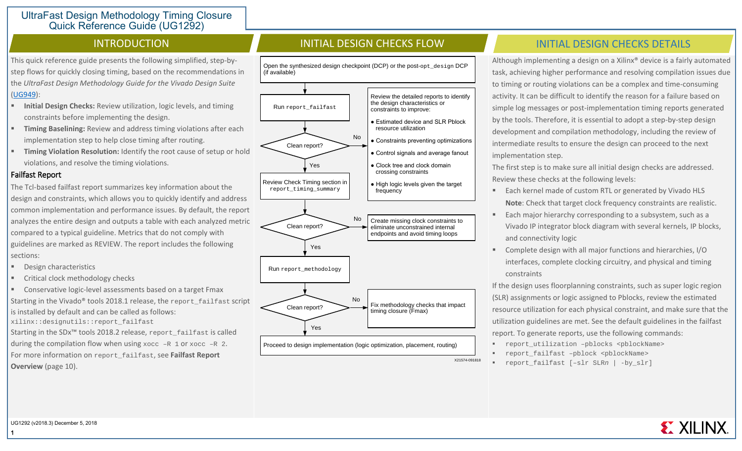# UltraFast Design Methodology Timing Closure Quick Reference Guide (UG1292)

## INTRODUCTION

This quick reference guide presents the following simplified, step-by-step flows for quickly closing timing, based on the recommendations in the *UltraFast Design Methodology Guide for the Vivado Design Suite* (UG949):

- **Initial Design Checks:** Review utilization, logic levels, and timing constraints before implementing the design.
- **Timing Baselining:** Review and address timing violations after each implementation step to help close timing after routing.
- **Timing Violation Resolution:** Identify the root cause of setup or hold violations, and resolve the timing violations.

### Failfast Report

The Tcl-based failfast report summarizes key information about the design and constraints, which allows you to quickly identify and address common implementation and performance issues. By default, the report analyzes the entire design and outputs a table with each analyzed metric compared to a typical guideline. Metrics that do not comply with guidelines are marked as REVIEW. The report includes the following sections:

- Design characteristics
- Critical clock methodology checks
- Conservative logic-level assessments based on a target Fmax

Starting in the Vivado® tools 2018.1 release, the `report_failfast` script is installed by default and can be called as follows:

```
xilinx::designutils::report_failfast
```

Starting in the SDx™ tools 2018.2 release, `report_failfast` is called during the compilation flow when using `xocc –R 1` or `xocc –R 2`.

For more information on `report_failfast`, see **Failfast Report Overview** (page 10).

## INITIAL DESIGN CHECKS FLOW

1. Open the synthesized design checkpoint (DCP) or the post-`opt_design` DCP (if available)
2. Run `report_failfast`
3. Clean report?
   - **No:** Review the detailed reports to identify the design characteristics or constraints to improve:
     - Estimated device and SLR Pblock resource utilization
     - Constraints preventing optimizations
     - Control signals and average fanout
     - Clock tree and clock domain crossing constraints
     - High logic levels given the target frequency
   - **Yes:** Review Check Timing section in `report_timing_summary`
4. Clean report?
   - **No:** Create missing clock constraints to eliminate unconstrained internal endpoints and avoid timing loops
   - **Yes:** Run `report_methodology`
5. Clean report?
   - **No:** Fix methodology checks that impact timing closure (Fmax)
   - **Yes:** Proceed to design implementation (logic optimization, placement, routing)

X21574-091818

## INITIAL DESIGN CHECKS DETAILS

Although implementing a design on a Xilinx® device is a fairly automated task, achieving higher performance and resolving compilation issues due to timing or routing violations can be a complex and time-consuming activity. It can be difficult to identify the reason for a failure based on simple log messages or post-implementation timing reports generated by the tools. Therefore, it is essential to adopt a step-by-step design development and compilation methodology, including the review of intermediate results to ensure the design can proceed to the next implementation step.

The first step is to make sure all initial design checks are addressed. Review these checks at the following levels:

- Each kernel made of custom RTL or generated by Vivado HLS
  **Note**: Check that target clock frequency constraints are realistic.
- Each major hierarchy corresponding to a subsystem, such as a Vivado IP integrator block diagram with several kernels, IP blocks, and connectivity logic
- Complete design with all major functions and hierarchies, I/O interfaces, complete clocking circuitry, and physical and timing constraints

If the design uses floorplanning constraints, such as super logic region (SLR) assignments or logic assigned to Pblocks, review the estimated resource utilization for each physical constraint, and make sure that the utilization guidelines are met. See the default guidelines in the failfast report. To generate reports, use the following commands:

- `report_utilization –pblocks <pblockName>`
- `report_failfast –pblock <pblockName>`
- `report_failfast [–slr SLRn | -by_slr]`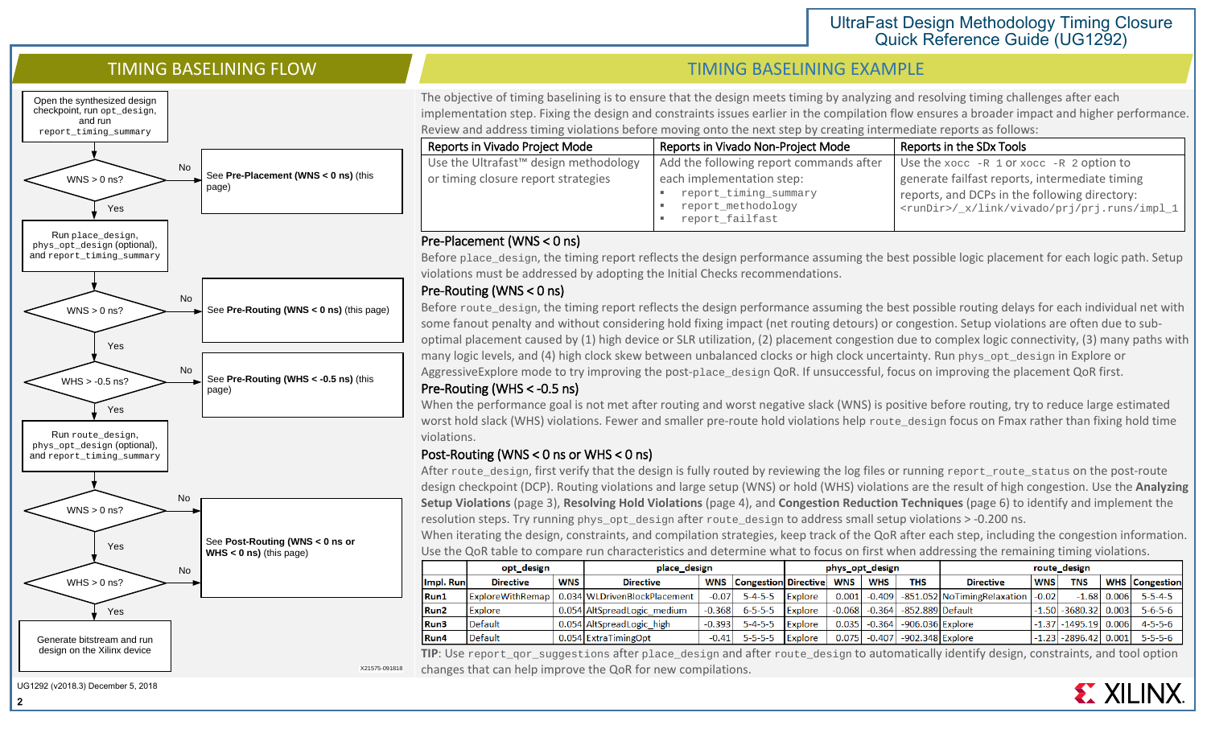## TIMING BASELINING FLOW

Open the synthesized design checkpoint, run `opt_design`, and run `report_timing_summary`

WNS > 0 ns? — No → See **Pre-Placement (WNS < 0 ns)** (this page)

Yes ↓

Run `place_design`, `phys_opt_design` (optional), and `report_timing_summary`

WNS > 0 ns? — No → See **Pre-Routing (WNS < 0 ns)** (this page)

Yes ↓

WHS > -0.5 ns? — No → See **Pre-Routing (WHS < -0.5 ns)** (this page)

Yes ↓

Run `route_design`, `phys_opt_design` (optional), and `report_timing_summary`

WNS > 0 ns? — No → See **Post-Routing (WNS < 0 ns or WHS < 0 ns)** (this page)

Yes ↓

WHS > 0 ns? — No → See **Post-Routing (WNS < 0 ns or WHS < 0 ns)** (this page)

Yes ↓

Generate bitstream and run design on the Xilinx device

X21575-091818

## TIMING BASELINING EXAMPLE

The objective of timing baselining is to ensure that the design meets timing by analyzing and resolving timing challenges after each implementation step. Fixing the design and constraints issues earlier in the compilation flow ensures a broader impact and higher performance. Review and address timing violations before moving onto the next step by creating intermediate reports as follows:

| Reports in Vivado Project Mode | Reports in Vivado Non-Project Mode | Reports in the SDx Tools |
|---|---|---|
| Use the UltraFast™ design methodology or timing closure report strategies | Add the following report commands after each implementation step:<br>▪ `report_timing_summary`<br>▪ `report_methodology`<br>▪ `report_failfast` | Use the `xocc -R 1` or `xocc -R 2` option to generate failfast reports, intermediate timing reports, and DCPs in the following directory:<br>`<runDir>/_x/link/vivado/prj/prj.runs/impl_1` |

### Pre-Placement (WNS < 0 ns)

Before `place_design`, the timing report reflects the design performance assuming the best possible logic placement for each logic path. Setup violations must be addressed by adopting the Initial Checks recommendations.

### Pre-Routing (WNS < 0 ns)

Before `route_design`, the timing report reflects the design performance assuming the best possible routing delays for each individual net with some fanout penalty and without considering hold fixing impact (net routing detours) or congestion. Setup violations are often due to sub-optimal placement caused by (1) high device or SLR utilization, (2) placement congestion due to complex logic connectivity, (3) many paths with many logic levels, and (4) high clock skew between unbalanced clocks or high clock uncertainty. Run `phys_opt_design` in Explore or AggressiveExplore mode to try improving the post-`place_design` QoR. If unsuccessful, focus on improving the placement QoR first.

### Pre-Routing (WHS < -0.5 ns)

When the performance goal is not met after routing and worst negative slack (WNS) is positive before routing, try to reduce large estimated worst hold slack (WHS) violations. Fewer and smaller pre-route hold violations help `route_design` focus on Fmax rather than fixing hold time violations.

### Post-Routing (WNS < 0 ns or WHS < 0 ns)

After `route_design`, first verify that the design is fully routed by reviewing the log files or running `report_route_status` on the post-route design checkpoint (DCP). Routing violations and large setup (WNS) or hold (WHS) violations are the result of high congestion. Use the **Analyzing Setup Violations** (page 3), **Resolving Hold Violations** (page 4), and **Congestion Reduction Techniques** (page 6) to identify and implement the resolution steps. Try running `phys_opt_design` after `route_design` to address small setup violations > -0.200 ns.

When iterating the design, constraints, and compilation strategies, keep track of the QoR after each step, including the congestion information. Use the QoR table to compare run characteristics and determine what to focus on first when addressing the remaining timing violations.

| | opt_design | | place_design | | | phys_opt_design | | | | route_design | | | | |
|---|---|---|---|---|---|---|---|---|---|---|---|---|---|---|
| **Impl. Run** | **Directive** | **WNS** | **Directive** | **WNS** | **Congestion** | **Directive** | **WNS** | **WHS** | **THS** | **Directive** | **WNS** | **TNS** | **WHS** | **Congestion** |
| **Run1** | ExploreWithRemap | 0.034 | WLDrivenBlockPlacement | -0.07 | 5-4-5-5 | Explore | 0.001 | -0.409 | -851.052 | NoTimingRelaxation | -0.02 | -1.68 | 0.006 | 5-5-4-5 |
| **Run2** | Explore | 0.054 | AltSpreadLogic_medium | -0.368 | 6-5-5-5 | Explore | -0.068 | -0.364 | -852.889 | Default | -1.50 | -3680.32 | 0.003 | 5-6-5-6 |
| **Run3** | Default | 0.054 | AltSpreadLogic_high | -0.393 | 5-4-5-5 | Explore | 0.035 | -0.364 | -906.036 | Explore | -1.37 | -1495.19 | 0.006 | 4-5-5-6 |
| **Run4** | Default | 0.054 | ExtraTimingOpt | -0.41 | 5-5-5-5 | Explore | 0.075 | -0.407 | -902.348 | Explore | -1.23 | -2896.42 | 0.001 | 5-5-5-6 |

**TIP**: Use `report_qor_suggestions` after `place_design` and after `route_design` to automatically identify design, constraints, and tool option changes that can help improve the QoR for new compilations.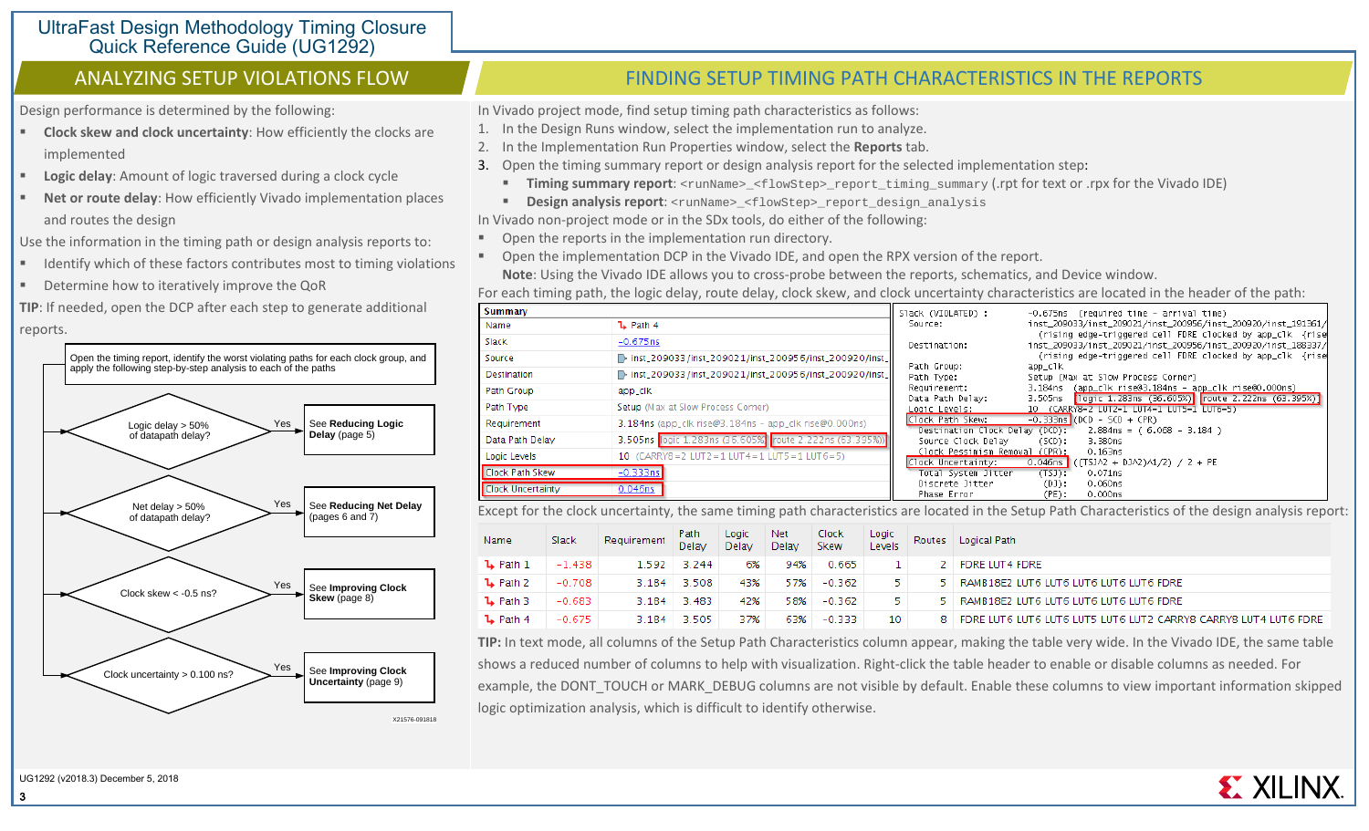## ANALYZING SETUP VIOLATIONS FLOW

Design performance is determined by the following:

- **Clock skew and clock uncertainty**: How efficiently the clocks are implemented
- **Logic delay**: Amount of logic traversed during a clock cycle
- **Net or route delay**: How efficiently Vivado implementation places and routes the design

Use the information in the timing path or design analysis reports to:

- Identify which of these factors contributes most to timing violations
- Determine how to iteratively improve the QoR

**TIP**: If needed, open the DCP after each step to generate additional reports.

Open the timing report, identify the worst violating paths for each clock group, and apply the following step-by-step analysis to each of the paths

- Logic delay > 50% of datapath delay? — Yes → See **Reducing Logic Delay** (page 5)
- Net delay > 50% of datapath delay? — Yes → See **Reducing Net Delay** (pages 6 and 7)
- Clock skew < -0.5 ns? — Yes → See **Improving Clock Skew** (page 8)
- Clock uncertainty > 0.100 ns? — Yes → See **Improving Clock Uncertainty** (page 9)

X21576-091818

## FINDING SETUP TIMING PATH CHARACTERISTICS IN THE REPORTS

In Vivado project mode, find setup timing path characteristics as follows:

1. In the Design Runs window, select the implementation run to analyze.
2. In the Implementation Run Properties window, select the **Reports** tab.
3. Open the timing summary report or design analysis report for the selected implementation step:
   - **Timing summary report**: `<runName>_<flowStep>_report_timing_summary` (.rpt for text or .rpx for the Vivado IDE)
   - **Design analysis report**: `<runName>_<flowStep>_report_design_analysis`

In Vivado non-project mode or in the SDx tools, do either of the following:

- Open the reports in the implementation run directory.
- Open the implementation DCP in the Vivado IDE, and open the RPX version of the report.

  **Note**: Using the Vivado IDE allows you to cross-probe between the reports, schematics, and Device window.

For each timing path, the logic delay, route delay, clock skew, and clock uncertainty characteristics are located in the header of the path:

| Summary | |
|---|---|
| Name | Path 4 |
| Slack | -0.675ns |
| Source | inst_209033/inst_209021/inst_200956/inst_200920/inst_ |
| Destination | inst_209033/inst_209021/inst_200956/inst_200920/inst_ |
| Path Group | app_clk |
| Path Type | Setup (Max at Slow Process Corner) |
| Requirement | 3.184ns (app_clk rise@3.184ns - app_clk rise@0.000ns) |
| Data Path Delay | 3.505ns logic 1.283ns (36.605%) route 2.222ns (63.395%) |
| Logic Levels | 10 (CARRY8=2 LUT2=1 LUT4=1 LUT5=1 LUT6=5) |
| Clock Path Skew | -0.333ns |
| Clock Uncertainty | 0.046ns |

```
Slack (VIOLATED) :        -0.675ns  (required time - arrival time)
  Source:                 inst_209033/inst_209021/inst_200956/inst_200920/inst_191361/
                            (rising edge-triggered cell FDRE clocked by app_clk  {rise
  Destination:            inst_209033/inst_209021/inst_200956/inst_200920/inst_188337/
                            (rising edge-triggered cell FDRE clocked by app_clk  {rise
  Path Group:             app_clk
  Path Type:              Setup (Max at Slow Process Corner)
  Requirement:            3.184ns  (app_clk rise@3.184ns - app_clk rise@0.000ns)
  Data Path Delay:        3.505ns  (logic 1.283ns (36.605%)  route 2.222ns (63.395%))
  Logic Levels:           10  (CARRY8=2 LUT2=1 LUT4=1 LUT5=1 LUT6=5)
  Clock Path Skew:        -0.333ns (DCD - SCD + CPR)
    Destination Clock Delay (DCD):    2.884ns = ( 6.068 - 3.184 )
    Source Clock Delay      (SCD):    3.380ns
    Clock Pessimism Removal (CPR):    0.163ns
  Clock Uncertainty:      0.046ns  ((TSJ^2 + DJ^2)^1/2) / 2 + PE
    Total System Jitter     (TSJ):    0.071ns
    Discrete Jitter          (DJ):    0.060ns
    Phase Error              (PE):    0.000ns
```

Except for the clock uncertainty, the same timing path characteristics are located in the Setup Path Characteristics of the design analysis report:

| Name | Slack | Requirement | Path Delay | Logic Delay | Net Delay | Clock Skew | Logic Levels | Routes | Logical Path |
|---|---|---|---|---|---|---|---|---|---|
| Path 1 | -1.438 | 1.592 | 3.244 | 6% | 94% | 0.665 | 1 | 2 | FDRE LUT4 FDRE |
| Path 2 | -0.708 | 3.184 | 3.508 | 43% | 57% | -0.362 | 5 | 5 | RAMB18E2 LUT6 LUT6 LUT6 LUT6 LUT6 FDRE |
| Path 3 | -0.683 | 3.184 | 3.483 | 42% | 58% | -0.362 | 5 | 5 | RAMB18E2 LUT6 LUT6 LUT6 LUT6 LUT6 FDRE |
| Path 4 | -0.675 | 3.184 | 3.505 | 37% | 63% | -0.333 | 10 | 8 | FDRE LUT6 LUT6 LUT6 LUT5 LUT6 LUT2 CARRY8 CARRY8 LUT4 LUT6 FDRE |

**TIP:** In text mode, all columns of the Setup Path Characteristics column appear, making the table very wide. In the Vivado IDE, the same table shows a reduced number of columns to help with visualization. Right-click the table header to enable or disable columns as needed. For example, the DONT_TOUCH or MARK_DEBUG columns are not visible by default. Enable these columns to view important information skipped logic optimization analysis, which is difficult to identify otherwise.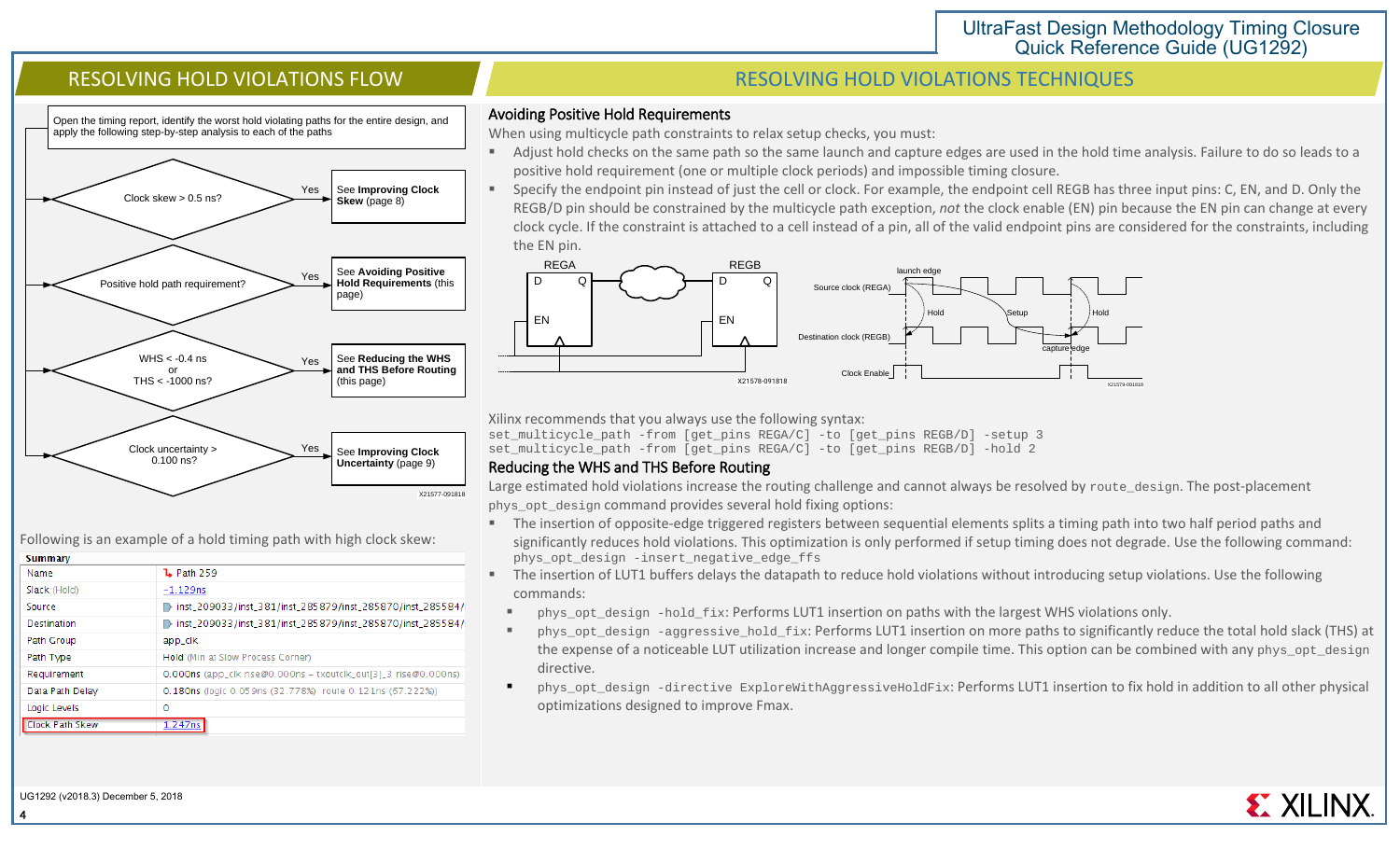## RESOLVING HOLD VIOLATIONS FLOW

Open the timing report, identify the worst hold violating paths for the entire design, and apply the following step-by-step analysis to each of the paths

- Clock skew > 0.5 ns? — Yes → See **Improving Clock Skew** (page 8)
- Positive hold path requirement? — Yes → See **Avoiding Positive Hold Requirements** (this page)
- WHS < -0.4 ns or THS < -1000 ns? — Yes → See **Reducing the WHS and THS Before Routing** (this page)
- Clock uncertainty > 0.100 ns? — Yes → See **Improving Clock Uncertainty** (page 9)

X21577-091818

Following is an example of a hold timing path with high clock skew:

| Summary | |
|---|---|
| Name | Path 259 |
| Slack (Hold) | -1.129ns |
| Source | inst_209033/inst_381/inst_285879/inst_285870/inst_285584/ |
| Destination | inst_209033/inst_381/inst_285879/inst_285870/inst_285584/ |
| Path Group | app_clk |
| Path Type | Hold (Min at Slow Process Corner) |
| Requirement | 0.000ns (app_clk rise@0.000ns – txoutclk_out[3]_3 rise@0.000ns) |
| Data Path Delay | 0.180ns (logic 0.059ns (32.778%) route 0.121ns (67.222%)) |
| Logic Levels | 0 |
| Clock Path Skew | 1.247ns |

## RESOLVING HOLD VIOLATIONS TECHNIQUES

### Avoiding Positive Hold Requirements

When using multicycle path constraints to relax setup checks, you must:

- Adjust hold checks on the same path so the same launch and capture edges are used in the hold time analysis. Failure to do so leads to a positive hold requirement (one or multiple clock periods) and impossible timing closure.
- Specify the endpoint pin instead of just the cell or clock. For example, the endpoint cell REGB has three input pins: C, EN, and D. Only the REGB/D pin should be constrained by the multicycle path exception, *not* the clock enable (EN) pin because the EN pin can change at every clock cycle. If the constraint is attached to a cell instead of a pin, all of the valid endpoint pins are considered for the constraints, including the EN pin.

X21578-091818

X21579-091818

Xilinx recommends that you always use the following syntax:

```
set_multicycle_path -from [get_pins REGA/C] -to [get_pins REGB/D] -setup 3
set_multicycle_path -from [get_pins REGA/C] -to [get_pins REGB/D] -hold 2
```

### Reducing the WHS and THS Before Routing

Large estimated hold violations increase the routing challenge and cannot always be resolved by `route_design`. The post-placement `phys_opt_design` command provides several hold fixing options:

- The insertion of opposite-edge triggered registers between sequential elements splits a timing path into two half period paths and significantly reduces hold violations. This optimization is only performed if setup timing does not degrade. Use the following command: `phys_opt_design -insert_negative_edge_ffs`
- The insertion of LUT1 buffers delays the datapath to reduce hold violations without introducing setup violations. Use the following commands:
  - `phys_opt_design -hold_fix`: Performs LUT1 insertion on paths with the largest WHS violations only.
  - `phys_opt_design -aggressive_hold_fix`: Performs LUT1 insertion on more paths to significantly reduce the total hold slack (THS) at the expense of a noticeable LUT utilization increase and longer compile time. This option can be combined with any `phys_opt_design` directive.
  - `phys_opt_design -directive ExploreWithAggressiveHoldFix`: Performs LUT1 insertion to fix hold in addition to all other physical optimizations designed to improve Fmax.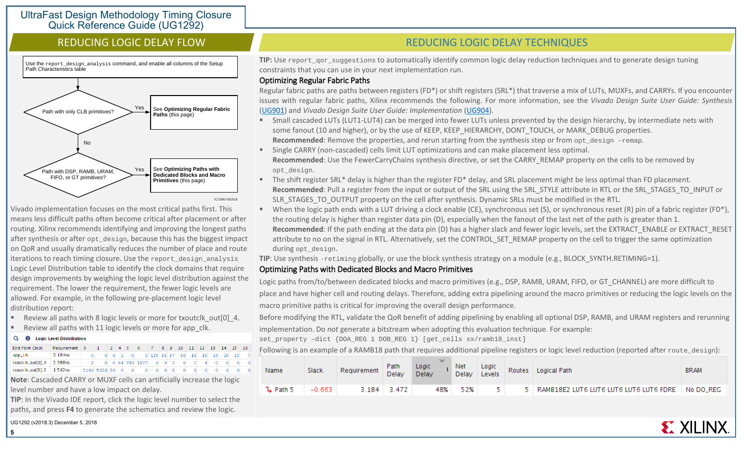# REDUCING LOGIC DELAY FLOW

Use the `report_design_analysis` command, and enable all columns of the Setup Path Characteristics table

Path with only CLB primitives? — Yes → See **Optimizing Regular Fabric Paths** (this page)

No ↓

Path with DSP, RAMB, URAM, FIFO, or GT primitives? — Yes → See **Optimizing Paths with Dedicated Blocks and Macro Primitives** (this page)

X21580-091818

Vivado implementation focuses on the most critical paths first. This means less difficult paths often become critical after placement or after routing. Xilinx recommends identifying and improving the longest paths after synthesis or after `opt_design`, because this has the biggest impact on QoR and usually dramatically reduces the number of place and route iterations to reach timing closure. Use the `report_design_analysis` Logic Level Distribution table to identify the clock domains that require design improvements by weighing the logic level distribution against the requirement. The lower the requirement, the fewer logic levels are allowed. For example, in the following pre-placement logic level distribution report:

- Review all paths with 8 logic levels or more for txoutclk_out[0]_4.
- Review all paths with 11 logic levels or more for app_clk.

**Logic Level Distribution**

| End Point Clock | Requirement | 0 | 1 | 2 | 4 | 5 | 6 | 7 | 8 | 9 | 10 | 11 | 12 | 13 | 14 | 15 | 16 |
|---|---|---|---|---|---|---|---|---|---|---|---|---|---|---|---|---|---|
| app_clk | 3.184ns | 0 | 0 | 0 | 1 | 0 | 0 | 135 | 16 | 37 | 30 | 16 | 16 | 16 | 16 | 15 | 7 |
| txoutclk_out[0]_4 | 2.388ns | 2 | 0 | 0 | 64 | 784 | 1677 | 0 | 9 | 3 | 0 | 3 | 4 | 0 | 0 | 0 | 0 |
| txoutclk_out[3]_3 | 1.592ns | 2100 | 5029 | 20 | 0 | 0 | 0 | 0 | 0 | 0 | 0 | 0 | 0 | 0 | 0 | 0 | 0 |

**Note**: Cascaded CARRY or MUXF cells can artificially increase the logic level number and have a low impact on delay.

**TIP**: In the Vivado IDE report, click the logic level number to select the paths, and press **F4** to generate the schematics and review the logic.

# REDUCING LOGIC DELAY TECHNIQUES

**TIP:** Use `report_qor_suggestions` to automatically identify common logic delay reduction techniques and to generate design tuning constraints that you can use in your next implementation run.

## Optimizing Regular Fabric Paths

Regular fabric paths are paths between registers (FD*) or shift registers (SRL*) that traverse a mix of LUTs, MUXFs, and CARRYs. If you encounter issues with regular fabric paths, Xilinx recommends the following. For more information, see the *Vivado Design Suite User Guide: Synthesis* (UG901) and *Vivado Design Suite User Guide: Implementation* (UG904).

- Small cascaded LUTs (LUT1-LUT4) can be merged into fewer LUTs unless prevented by the design hierarchy, by intermediate nets with some fanout (10 and higher), or by the use of KEEP, KEEP_HIERARCHY, DONT_TOUCH, or MARK_DEBUG properties.
  **Recommended**: Remove the properties, and rerun starting from the synthesis step or from `opt_design -remap`.
- Single CARRY (non-cascaded) cells limit LUT optimizations and can make placement less optimal.
  **Recommended**: Use the FewerCarryChains synthesis directive, or set the CARRY_REMAP property on the cells to be removed by `opt_design`.
- The shift register SRL* delay is higher than the register FD* delay, and SRL placement might be less optimal than FD placement.
  **Recommended**: Pull a register from the input or output of the SRL using the SRL_STYLE attribute in RTL or the SRL_STAGES_TO_INPUT or SLR_STAGES_TO_OUTPUT property on the cell after synthesis. Dynamic SRLs must be modified in the RTL.
- When the logic path ends with a LUT driving a clock enable (CE), synchronous set (S), or synchronous reset (R) pin of a fabric register (FD*), the routing delay is higher than register data pin (D), especially when the fanout of the last net of the path is greater than 1.
  **Recommended**: If the path ending at the data pin (D) has a higher slack and fewer logic levels, set the EXTRACT_ENABLE or EXTRACT_RESET attribute to no on the signal in RTL. Alternatively, set the CONTROL_SET_REMAP property on the cell to trigger the same optimization during `opt_design`.

**TIP**: Use synthesis `-retiming` globally, or use the block synthesis strategy on a module (e.g., BLOCK_SYNTH.RETIMING=1).

## Optimizing Paths with Dedicated Blocks and Macro Primitives

Logic paths from/to/between dedicated blocks and macro primitives (e.g., DSP, RAMB, URAM, FIFO, or GT_CHANNEL) are more difficult to place and have higher cell and routing delays. Therefore, adding extra pipelining around the macro primitives or reducing the logic levels on the macro primitive paths is critical for improving the overall design performance.

Before modifying the RTL, validate the QoR benefit of adding pipelining by enabling all optional DSP, RAMB, and URAM registers and rerunning implementation. Do *not* generate a bitstream when adopting this evaluation technique. For example:

```
set_property –dict {DOA_REG 1 DOB_REG 1} [get_cells xx/ramb18_inst]
```

Following is an example of a RAMB18 path that requires additional pipeline registers or logic level reduction (reported after `route_design`):

| Name | Slack | Requirement | Path Delay | Logic Delay | Net Delay | Logic Levels | Routes | Logical Path | BRAM |
|---|---|---|---|---|---|---|---|---|---|
| Path 5 | -0.663 | 3.184 | 3.472 | 48% | 52% | 5 | 5 | RAMB18E2 LUT6 LUT6 LUT6 LUT6 FDRE | No DO_REG |

UG1292 (v2018.3) December 5, 2018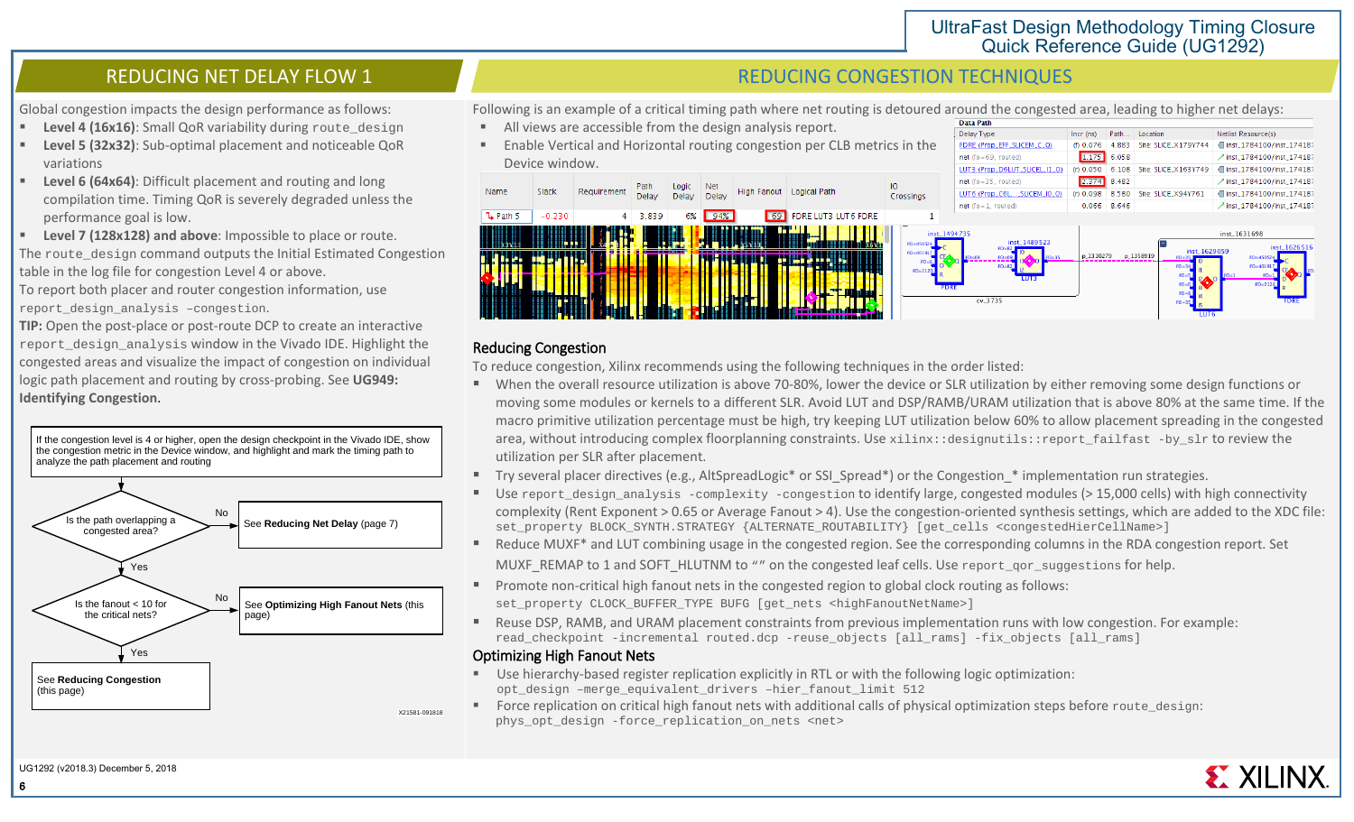## REDUCING NET DELAY FLOW 1

Global congestion impacts the design performance as follows:

- **Level 4 (16x16)**: Small QoR variability during `route_design`
- **Level 5 (32x32)**: Sub-optimal placement and noticeable QoR variations
- **Level 6 (64x64)**: Difficult placement and routing and long compilation time. Timing QoR is severely degraded unless the performance goal is low.
- **Level 7 (128x128) and above**: Impossible to place or route.

The `route_design` command outputs the Initial Estimated Congestion table in the log file for congestion Level 4 or above.

To report both placer and router congestion information, use `report_design_analysis –congestion`.

**TIP:** Open the post-place or post-route DCP to create an interactive `report_design_analysis` window in the Vivado IDE. Highlight the congested areas and visualize the impact of congestion on individual logic path placement and routing by cross-probing. See **UG949: Identifying Congestion.**

If the congestion level is 4 or higher, open the design checkpoint in the Vivado IDE, show the congestion metric in the Device window, and highlight and mark the timing path to analyze the path placement and routing

Is the path overlapping a congested area?
- No → See **Reducing Net Delay** (page 7)
- Yes ↓

Is the fanout < 10 for the critical nets?
- No → See **Optimizing High Fanout Nets** (this page)
- Yes ↓

See **Reducing Congestion** (this page)

X21581-091818

## REDUCING CONGESTION TECHNIQUES

Following is an example of a critical timing path where net routing is detoured around the congested area, leading to higher net delays:

- All views are accessible from the design analysis report.
- Enable Vertical and Horizontal routing congestion per CLB metrics in the Device window.

| Name | Slack | Requirement | Path Delay | Logic Delay | Net Delay | High Fanout | Logical Path | IO Crossings |
|---|---|---|---|---|---|---|---|---|
| Path 5 | -0.230 | 4 | 3.839 | 6% | 94% | 69 | FDRE LUT3 LUT6 FDRE | 1 |

Data Path

| Delay Type | Incr (ns) | Path... | Location | Netlist Resource(s) |
|---|---|---|---|---|
| FDRE (Prop_EFF_SLICEM_C_Q) | (f) 0.076 | 4.883 | Site: SLICE_X179Y744 | inst_1784100/inst_174187 |
| net (fo=69, routed) | 1.175 | 6.058 | | inst_1784100/inst_174187 |
| LUT3 (Prop_D6LUT_SLICEL_I1_O) | (r) 0.050 | 6.108 | Site: SLICE_X163Y749 | inst_1784100/inst_174187 |
| net (fo=25, routed) | 2.374 | 8.482 | | inst_1784100/inst_174187 |
| LUT6 (Prop_C6L..._SLICEM_I0_O) | (r) 0.098 | 8.580 | Site: SLICE_X94Y761 | inst_1784100/inst_174187 |
| net (fo=1, routed) | 0.066 | 8.646 | | inst_1784100/inst_174187 |

### Reducing Congestion

To reduce congestion, Xilinx recommends using the following techniques in the order listed:

- When the overall resource utilization is above 70-80%, lower the device or SLR utilization by either removing some design functions or moving some modules or kernels to a different SLR. Avoid LUT and DSP/RAMB/URAM utilization that is above 80% at the same time. If the macro primitive utilization percentage must be high, try keeping LUT utilization below 60% to allow placement spreading in the congested area, without introducing complex floorplanning constraints. Use `xilinx::designutils::report_failfast -by_slr` to review the utilization per SLR after placement.
- Try several placer directives (e.g., AltSpreadLogic* or SSI_Spread*) or the Congestion_* implementation run strategies.
- Use `report_design_analysis -complexity -congestion` to identify large, congested modules (> 15,000 cells) with high connectivity complexity (Rent Exponent > 0.65 or Average Fanout > 4). Use the congestion-oriented synthesis settings, which are added to the XDC file:
  `set_property BLOCK_SYNTH.STRATEGY {ALTERNATE_ROUTABILITY} [get_cells <congestedHierCellName>]`
- Reduce MUXF* and LUT combining usage in the congested region. See the corresponding columns in the RDA congestion report. Set MUXF_REMAP to 1 and SOFT_HLUTNM to "" on the congested leaf cells. Use `report_qor_suggestions` for help.
- Promote non-critical high fanout nets in the congested region to global clock routing as follows:
  `set_property CLOCK_BUFFER_TYPE BUFG [get_nets <highFanoutNetName>]`
- Reuse DSP, RAMB, and URAM placement constraints from previous implementation runs with low congestion. For example:
  `read_checkpoint -incremental routed.dcp -reuse_objects [all_rams] -fix_objects [all_rams]`

### Optimizing High Fanout Nets

- Use hierarchy-based register replication explicitly in RTL or with the following logic optimization:
  `opt_design –merge_equivalent_drivers –hier_fanout_limit 512`
- Force replication on critical high fanout nets with additional calls of physical optimization steps before `route_design`:
  `phys_opt_design -force_replication_on_nets <net>`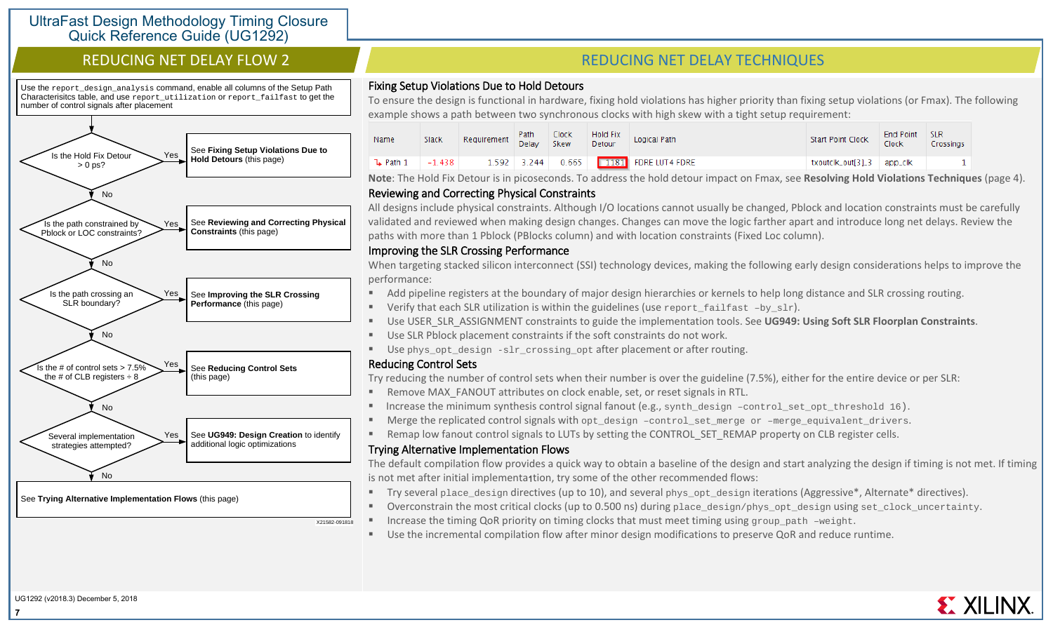## REDUCING NET DELAY FLOW 2

Use the `report_design_analysis` command, enable all columns of the Setup Path Characterisitcs table, and use `report_utilization` or `report_failfast` to get the number of control signals after placement

- Is the Hold Fix Detour > 0 ps?
  - Yes: See **Fixing Setup Violations Due to Hold Detours** (this page)
  - No: continue
- Is the path constrained by Pblock or LOC constraints?
  - Yes: See **Reviewing and Correcting Physical Constraints** (this page)
  - No: continue
- Is the path crossing an SLR boundary?
  - Yes: See **Improving the SLR Crossing Performance** (this page)
  - No: continue
- Is the # of control sets > 7.5% the # of CLB registers ÷ 8
  - Yes: See **Reducing Control Sets** (this page)
  - No: continue
- Several implementation strategies attempted?
  - Yes: See **UG949: Design Creation** to identify additional logic optimizations
  - No: See **Trying Alternative Implementation Flows** (this page)

X21582-091818

## REDUCING NET DELAY TECHNIQUES

### Fixing Setup Violations Due to Hold Detours

To ensure the design is functional in hardware, fixing hold violations has higher priority than fixing setup violations (or Fmax). The following example shows a path between two synchronous clocks with high skew with a tight setup requirement:

| Name | Slack | Requirement | Path Delay | Clock Skew | Hold Fix Detour | Logical Path | Start Point Clock | End Point Clock | SLR Crossings |
|---|---|---|---|---|---|---|---|---|---|
| Path 1 | -1.438 | 1.592 | 3.244 | 0.665 | 1181 | FDRE LUT4 FDRE | txoutclk_out[3]_3 | app_clk | 1 |

**Note**: The Hold Fix Detour is in picoseconds. To address the hold detour impact on Fmax, see **Resolving Hold Violations Techniques** (page 4).

### Reviewing and Correcting Physical Constraints

All designs include physical constraints. Although I/O locations cannot usually be changed, Pblock and location constraints must be carefully validated and reviewed when making design changes. Changes can move the logic farther apart and introduce long net delays. Review the paths with more than 1 Pblock (PBlocks column) and with location constraints (Fixed Loc column).

### Improving the SLR Crossing Performance

When targeting stacked silicon interconnect (SSI) technology devices, making the following early design considerations helps to improve the performance:

- Add pipeline registers at the boundary of major design hierarchies or kernels to help long distance and SLR crossing routing.
- Verify that each SLR utilization is within the guidelines (use `report_failfast -by_slr`).
- Use USER_SLR_ASSIGNMENT constraints to guide the implementation tools. See **UG949: Using Soft SLR Floorplan Constraints**.
- Use SLR Pblock placement constraints if the soft constraints do not work.
- Use `phys_opt_design -slr_crossing_opt` after placement or after routing.

### Reducing Control Sets

Try reducing the number of control sets when their number is over the guideline (7.5%), either for the entire device or per SLR:

- Remove MAX_FANOUT attributes on clock enable, set, or reset signals in RTL.
- Increase the minimum synthesis control signal fanout (e.g., `synth_design -control_set_opt_threshold 16`).
- Merge the replicated control signals with `opt_design -control_set_merge or -merge_equivalent_drivers`.
- Remap low fanout control signals to LUTs by setting the CONTROL_SET_REMAP property on CLB register cells.

### Trying Alternative Implementation Flows

The default compilation flow provides a quick way to obtain a baseline of the design and start analyzing the design if timing is not met. If timing is not met after initial implementation, try some of the other recommended flows:

- Try several `place_design` directives (up to 10), and several `phys_opt_design` iterations (Aggressive*, Alternate* directives).
- Overconstrain the most critical clocks (up to 0.500 ns) during `place_design/phys_opt_design` using `set_clock_uncertainty`.
- Increase the timing QoR priority on timing clocks that must meet timing using `group_path -weight`.
- Use the incremental compilation flow after minor design modifications to preserve QoR and reduce runtime.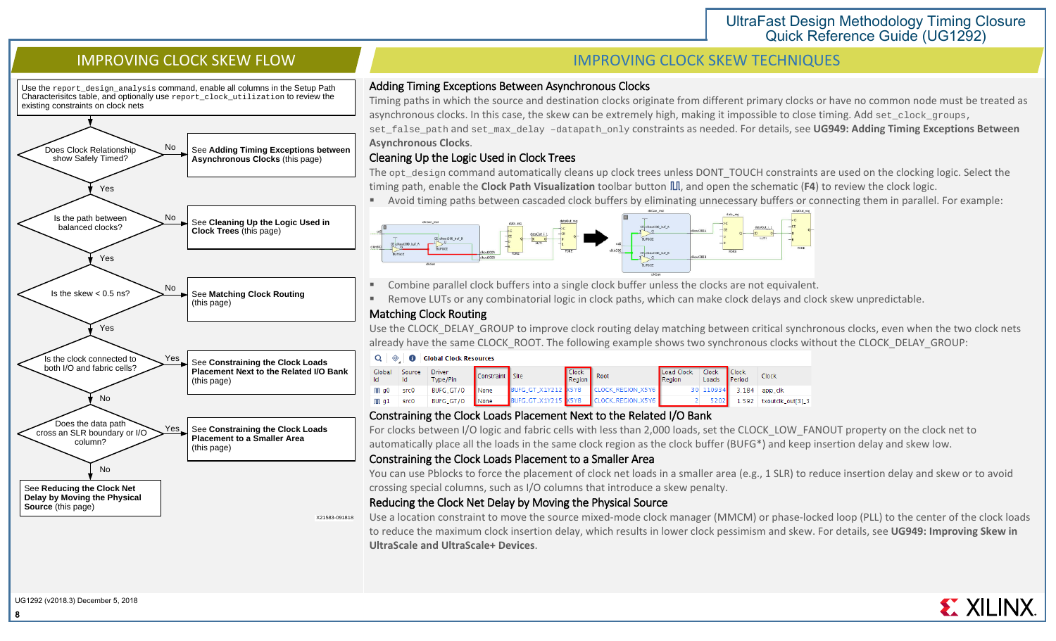## IMPROVING CLOCK SKEW FLOW

Use the `report_design_analysis` command, enable all columns in the Setup Path Characterisitcs table, and optionally use `report_clock_utilization` to review the existing constraints on clock nets

- **Does Clock Relationship show Safely Timed?**
  - No → See **Adding Timing Exceptions between Asynchronous Clocks** (this page)
  - Yes ↓
- **Is the path between balanced clocks?**
  - No → See **Cleaning Up the Logic Used in Clock Trees** (this page)
  - Yes ↓
- **Is the skew < 0.5 ns?**
  - No → See **Matching Clock Routing** (this page)
  - Yes ↓
- **Is the clock connected to both I/O and fabric cells?**
  - Yes → See **Constraining the Clock Loads Placement Next to the Related I/O Bank** (this page)
  - No ↓
- **Does the data path cross an SLR boundary or I/O column?**
  - Yes → See **Constraining the Clock Loads Placement to a Smaller Area** (this page)
  - No → See **Reducing the Clock Net Delay by Moving the Physical Source** (this page)

X21583-091818

## IMPROVING CLOCK SKEW TECHNIQUES

### Adding Timing Exceptions Between Asynchronous Clocks

Timing paths in which the source and destination clocks originate from different primary clocks or have no common node must be treated as asynchronous clocks. In this case, the skew can be extremely high, making it impossible to close timing. Add `set_clock_groups`, `set_false_path` and `set_max_delay –datapath_only` constraints as needed. For details, see **UG949: Adding Timing Exceptions Between Asynchronous Clocks**.

### Cleaning Up the Logic Used in Clock Trees

The `opt_design` command automatically cleans up clock trees unless DONT_TOUCH constraints are used on the clocking logic. Select the timing path, enable the **Clock Path Visualization** toolbar button, and open the schematic (**F4**) to review the clock logic.

- Avoid timing paths between cascaded clock buffers by eliminating unnecessary buffers or connecting them in parallel. For example:
- Combine parallel clock buffers into a single clock buffer unless the clocks are not equivalent.
- Remove LUTs or any combinatorial logic in clock paths, which can make clock delays and clock skew unpredictable.

### Matching Clock Routing

Use the CLOCK_DELAY_GROUP to improve clock routing delay matching between critical synchronous clocks, even when the two clock nets already have the same CLOCK_ROOT. The following example shows two synchronous clocks without the CLOCK_DELAY_GROUP:

Global Clock Resources

| Global Id | Source Id | Driver Type/Pin | Constraint | Site | Clock Region | Root | Load Clock Region | Clock Loads | Clock Period | Clock |
|---|---|---|---|---|---|---|---|---|---|---|
| g0 | src0 | BUFG_GT/O | None | BUFG_GT_X1Y212 | X5Y8 | CLOCK_REGION_X5Y6 | 30 | 110934 | 3.184 | app_clk |
| g1 | src0 | BUFG_GT/O | None | BUFG_GT_X1Y215 | X5Y8 | CLOCK_REGION_X5Y6 | 2 | 5202 | 1.592 | txoutclk_out[3]_3 |

### Constraining the Clock Loads Placement Next to the Related I/O Bank

For clocks between I/O logic and fabric cells with less than 2,000 loads, set the CLOCK_LOW_FANOUT property on the clock net to automatically place all the loads in the same clock region as the clock buffer (BUFG*) and keep insertion delay and skew low.

### Constraining the Clock Loads Placement to a Smaller Area

You can use Pblocks to force the placement of clock net loads in a smaller area (e.g., 1 SLR) to reduce insertion delay and skew or to avoid crossing special columns, such as I/O columns that introduce a skew penalty.

### Reducing the Clock Net Delay by Moving the Physical Source

Use a location constraint to move the source mixed-mode clock manager (MMCM) or phase-locked loop (PLL) to the center of the clock loads to reduce the maximum clock insertion delay, which results in lower clock pessimism and skew. For details, see **UG949: Improving Skew in UltraScale and UltraScale+ Devices**.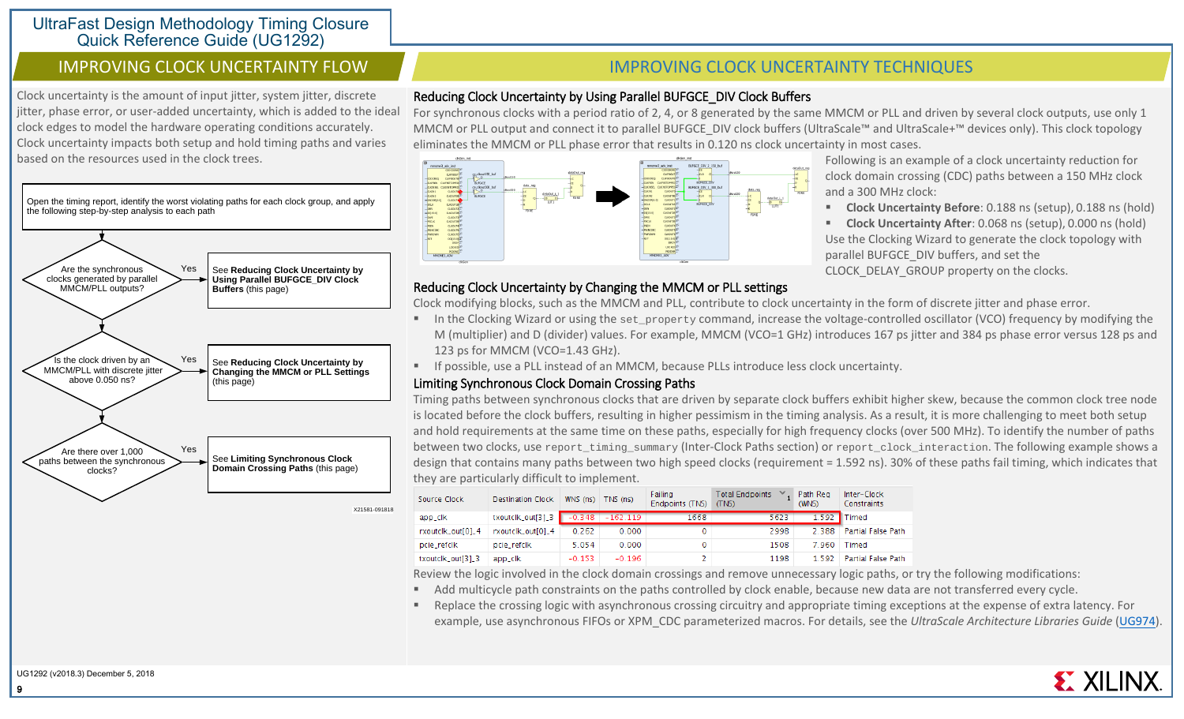## IMPROVING CLOCK UNCERTAINTY FLOW

Clock uncertainty is the amount of input jitter, system jitter, discrete jitter, phase error, or user-added uncertainty, which is added to the ideal clock edges to model the hardware operating conditions accurately. Clock uncertainty impacts both setup and hold timing paths and varies based on the resources used in the clock trees.

Open the timing report, identify the worst violating paths for each clock group, and apply the following step-by-step analysis to each path

- Are the synchronous clocks generated by parallel MMCM/PLL outputs? — Yes → See **Reducing Clock Uncertainty by Using Parallel BUFGCE_DIV Clock Buffers** (this page)
- Is the clock driven by an MMCM/PLL with discrete jitter above 0.050 ns? — Yes → See **Reducing Clock Uncertainty by Changing the MMCM or PLL Settings** (this page)
- Are there over 1,000 paths between the synchronous clocks? — Yes → See **Limiting Synchronous Clock Domain Crossing Paths** (this page)

X21581-091818

## IMPROVING CLOCK UNCERTAINTY TECHNIQUES

### Reducing Clock Uncertainty by Using Parallel BUFGCE_DIV Clock Buffers

For synchronous clocks with a period ratio of 2, 4, or 8 generated by the same MMCM or PLL and driven by several clock outputs, use only 1 MMCM or PLL output and connect it to parallel BUFGCE_DIV clock buffers (UltraScale™ and UltraScale+™ devices only). This clock topology eliminates the MMCM or PLL phase error that results in 0.120 ns clock uncertainty in most cases.

Following is an example of a clock uncertainty reduction for clock domain crossing (CDC) paths between a 150 MHz clock and a 300 MHz clock:

- **Clock Uncertainty Before**: 0.188 ns (setup), 0.188 ns (hold)
- **Clock Uncertainty After**: 0.068 ns (setup), 0.000 ns (hold)

Use the Clocking Wizard to generate the clock topology with parallel BUFGCE_DIV buffers, and set the CLOCK_DELAY_GROUP property on the clocks.

### Reducing Clock Uncertainty by Changing the MMCM or PLL settings

Clock modifying blocks, such as the MMCM and PLL, contribute to clock uncertainty in the form of discrete jitter and phase error.

- In the Clocking Wizard or using the `set_property` command, increase the voltage-controlled oscillator (VCO) frequency by modifying the M (multiplier) and D (divider) values. For example, MMCM (VCO=1 GHz) introduces 167 ps jitter and 384 ps phase error versus 128 ps and 123 ps for MMCM (VCO=1.43 GHz).
- If possible, use a PLL instead of an MMCM, because PLLs introduce less clock uncertainty.

### Limiting Synchronous Clock Domain Crossing Paths

Timing paths between synchronous clocks that are driven by separate clock buffers exhibit higher skew, because the common clock tree node is located before the clock buffers, resulting in higher pessimism in the timing analysis. As a result, it is more challenging to meet both setup and hold requirements at the same time on these paths, especially for high frequency clocks (over 500 MHz). To identify the number of paths between two clocks, use `report_timing_summary` (Inter-Clock Paths section) or `report_clock_interaction`. The following example shows a design that contains many paths between two high speed clocks (requirement = 1.592 ns). 30% of these paths fail timing, which indicates that they are particularly difficult to implement.

| Source Clock | Destination Clock | WNS (ns) | TNS (ns) | Failing Endpoints (TNS) | Total Endpoints (TNS) | Path Req (WNS) | Inter-Clock Constraints |
|---|---|---|---|---|---|---|---|
| app_clk | txoutclk_out[3]_3 | -0.348 | -162.119 | 1668 | 5623 | 1.592 | Timed |
| rxoutclk_out[0]_4 | rxoutclk_out[0]_4 | 0.262 | 0.000 | 0 | 2998 | 2.388 | Partial False Path |
| pcie_refclk | pcie_refclk | 5.054 | 0.000 | 0 | 1508 | 7.960 | Timed |
| txoutclk_out[3]_3 | app_clk | -0.153 | -0.196 | 2 | 1198 | 1.592 | Partial False Path |

Review the logic involved in the clock domain crossings and remove unnecessary logic paths, or try the following modifications:

- Add multicycle path constraints on the paths controlled by clock enable, because new data are not transferred every cycle.
- Replace the crossing logic with asynchronous crossing circuitry and appropriate timing exceptions at the expense of extra latency. For example, use asynchronous FIFOs or XPM_CDC parameterized macros. For details, see the *UltraScale Architecture Libraries Guide* (UG974).

UG1292 (v2018.3) December 5, 2018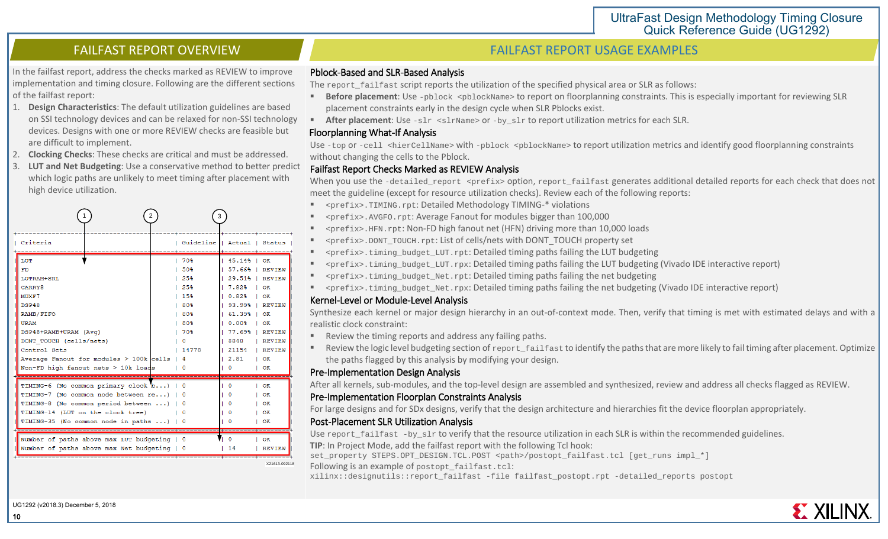## FAILFAST REPORT OVERVIEW

In the failfast report, address the checks marked as REVIEW to improve implementation and timing closure. Following are the different sections of the failfast report:

1. **Design Characteristics**: The default utilization guidelines are based on SSI technology devices and can be relaxed for non-SSI technology devices. Designs with one or more REVIEW checks are feasible but are difficult to implement.
2. **Clocking Checks**: These checks are critical and must be addressed.
3. **LUT and Net Budgeting**: Use a conservative method to better predict which logic paths are unlikely to meet timing after placement with high device utilization.

```
+-----------------------------------------------------------+-----------+---------+---------+
| Criteria                                                  | Guideline | Actual  | Status  |
+-----------------------------------------------------------+-----------+---------+---------+
| LUT                                                       | 70%       | 45.14%  | OK      |
| FD                                                        | 50%       | 57.66%  | REVIEW  |
| LUTRAM+SRL                                                | 25%       | 29.51%  | REVIEW  |
| CARRY8                                                    | 25%       | 7.82%   | OK      |
| MUXF7                                                     | 15%       | 0.82%   | OK      |
| DSP48                                                     | 80%       | 93.99%  | REVIEW  |
| RAMB/FIFO                                                 | 80%       | 61.39%  | OK      |
| URAM                                                      | 80%       | 0.00%   | OK      |
| DSP48+RAMB+URAM (Avg)                                     | 70%       | 77.69%  | REVIEW  |
| DONT_TOUCH (cells/nets)                                   | 0         | 8848    | REVIEW  |
| Control Sets                                              | 14778     | 21154   | REVIEW  |
| Average Fanout for modules > 100k cells                   | 4         | 2.81    | OK      |
| Non-FD high fanout nets > 10k loads                       | 0         | 0       | OK      |
+-----------------------------------------------------------+-----------+---------+---------+
| TIMING-6 (No common primary clock b...)                   | 0         | 0       | OK      |
| TIMING-7 (No common node between re...)                   | 0         | 0       | OK      |
| TIMING-8 (No common period between ...)                   | 0         | 0       | OK      |
| TIMING-14 (LUT on the clock tree)                         | 0         | 0       | OK      |
| TIMING-35 (No common node in paths ...)                   | 0         | 0       | OK      |
+-----------------------------------------------------------+-----------+---------+---------+
| Number of paths above max LUT budgeting                   | 0         | 0       | OK      |
| Number of paths above max Net budgeting                   | 0         | 14      | REVIEW  |
+-----------------------------------------------------------+-----------+---------+---------+
```

X21613-092118

## FAILFAST REPORT USAGE EXAMPLES

### Pblock-Based and SLR-Based Analysis

The `report_failfast` script reports the utilization of the specified physical area or SLR as follows:

- **Before placement**: Use `-pblock <pblockName>` to report on floorplanning constraints. This is especially important for reviewing SLR placement constraints early in the design cycle when SLR Pblocks exist.
- **After placement**: Use `-slr <slrName>` or `-by_slr` to report utilization metrics for each SLR.

### Floorplanning What-If Analysis

Use `-top` or `-cell <hierCellName>` with `-pblock <pblockName>` to report utilization metrics and identify good floorplanning constraints without changing the cells to the Pblock.

### Failfast Report Checks Marked as REVIEW Analysis

When you use the `-detailed_report <prefix>` option, `report_failfast` generates additional detailed reports for each check that does not meet the guideline (except for resource utilization checks). Review each of the following reports:

- `<prefix>.TIMING.rpt`: Detailed Methodology TIMING-* violations
- `<prefix>.AVGFO.rpt`: Average Fanout for modules bigger than 100,000
- `<prefix>.HFN.rpt`: Non-FD high fanout net (HFN) driving more than 10,000 loads
- `<prefix>.DONT_TOUCH.rpt`: List of cells/nets with DONT_TOUCH property set
- `<prefix>.timing_budget_LUT.rpt`: Detailed timing paths failing the LUT budgeting
- `<prefix>.timing_budget_LUT.rpx`: Detailed timing paths failing the LUT budgeting (Vivado IDE interactive report)
- `<prefix>.timing_budget_Net.rpt`: Detailed timing paths failing the net budgeting
- `<prefix>.timing_budget_Net.rpx`: Detailed timing paths failing the net budgeting (Vivado IDE interactive report)

### Kernel-Level or Module-Level Analysis

Synthesize each kernel or major design hierarchy in an out-of-context mode. Then, verify that timing is met with estimated delays and with a realistic clock constraint:

- Review the timing reports and address any failing paths.
- Review the logic level budgeting section of `report_failfast` to identify the paths that are more likely to fail timing after placement. Optimize the paths flagged by this analysis by modifying your design.

### Pre-Implementation Design Analysis

After all kernels, sub-modules, and the top-level design are assembled and synthesized, review and address all checks flagged as REVIEW.

### Pre-Implementation Floorplan Constraints Analysis

For large designs and for SDx designs, verify that the design architecture and hierarchies fit the device floorplan appropriately.

### Post-Placement SLR Utilization Analysis

Use `report_failfast -by_slr` to verify that the resource utilization in each SLR is within the recommended guidelines.

**TIP**: In Project Mode, add the failfast report with the following Tcl hook:

```
set_property STEPS.OPT_DESIGN.TCL.POST <path>/postopt_failfast.tcl [get_runs impl_*]
```

Following is an example of `postopt_failfast.tcl`:

```
xilinx::designutils::report_failfast -file failfast_postopt.rpt -detailed_reports postopt
```